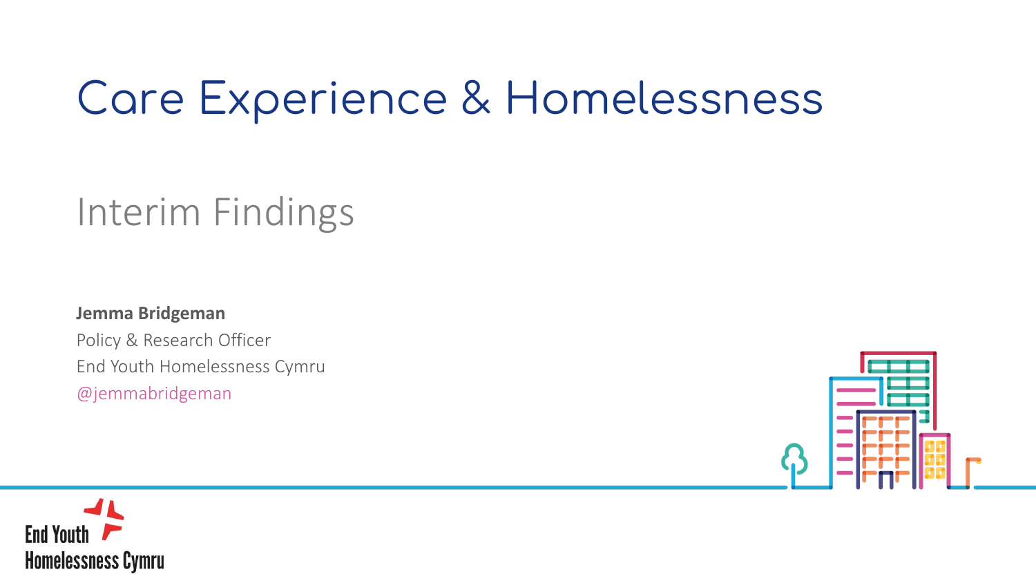# Care Experience & Homelessness

## Interim Findings

**Jemma Bridgeman**

Policy & Research Officer

End Youth Homelessness Cymru

@jemmabridgeman

End Youth Homelessness Cymru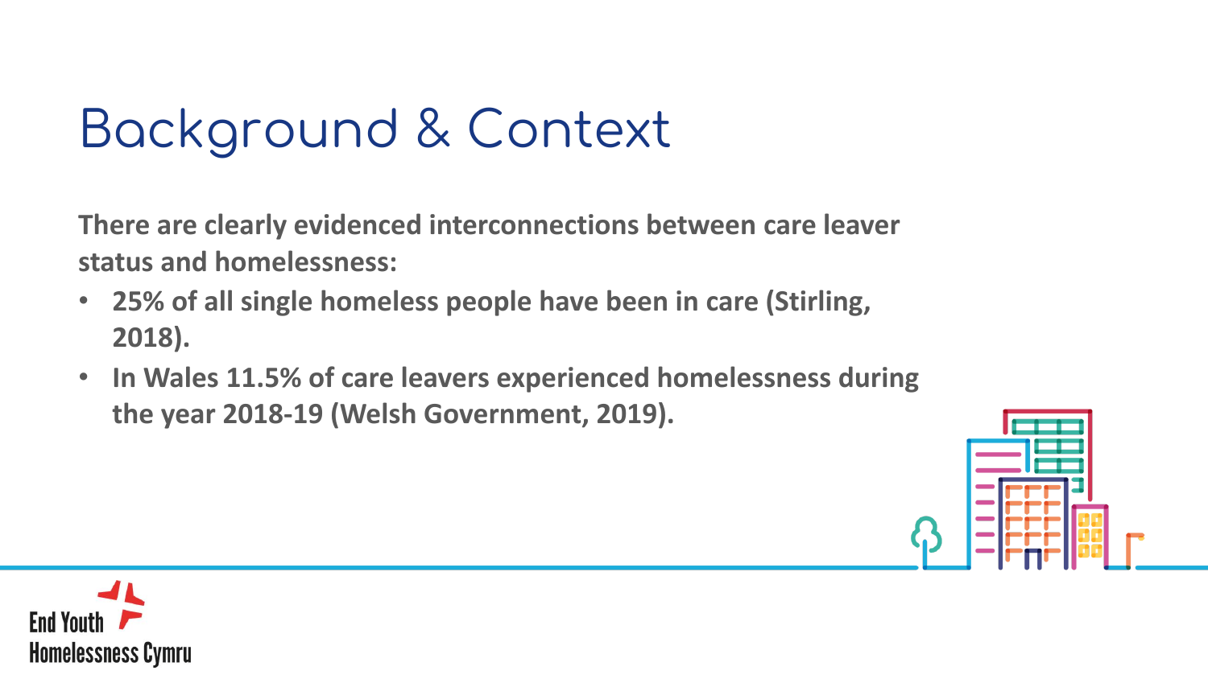# Background & Context

**There are clearly evidenced interconnections between care leaver status and homelessness:**

- **25% of all single homeless people have been in care (Stirling, 2018).**
- **In Wales 11.5% of care leavers experienced homelessness during the year 2018-19 (Welsh Government, 2019).**

End Youth Homelessness Cymru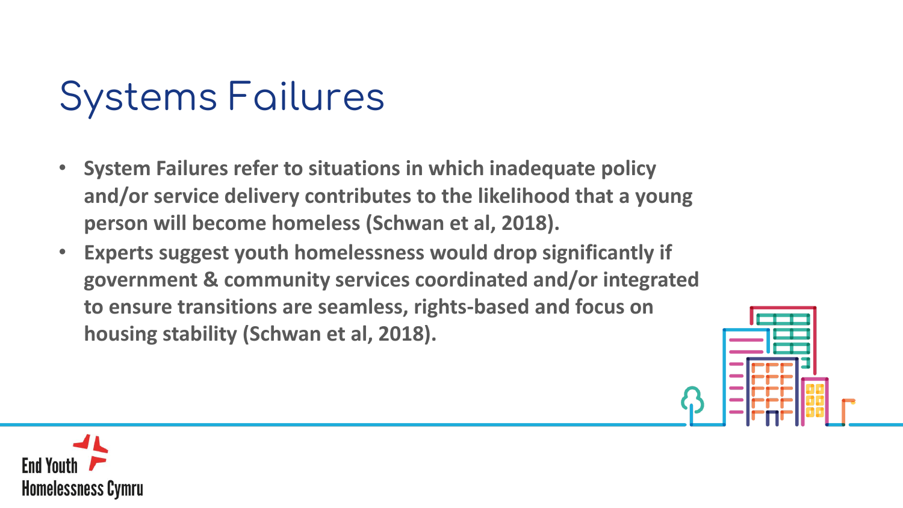# Systems Failures

- **System Failures refer to situations in which inadequate policy and/or service delivery contributes to the likelihood that a young person will become homeless (Schwan et al, 2018).**
- **Experts suggest youth homelessness would drop significantly if government & community services coordinated and/or integrated to ensure transitions are seamless, rights-based and focus on housing stability (Schwan et al, 2018).**

End Youth Homelessness Cymru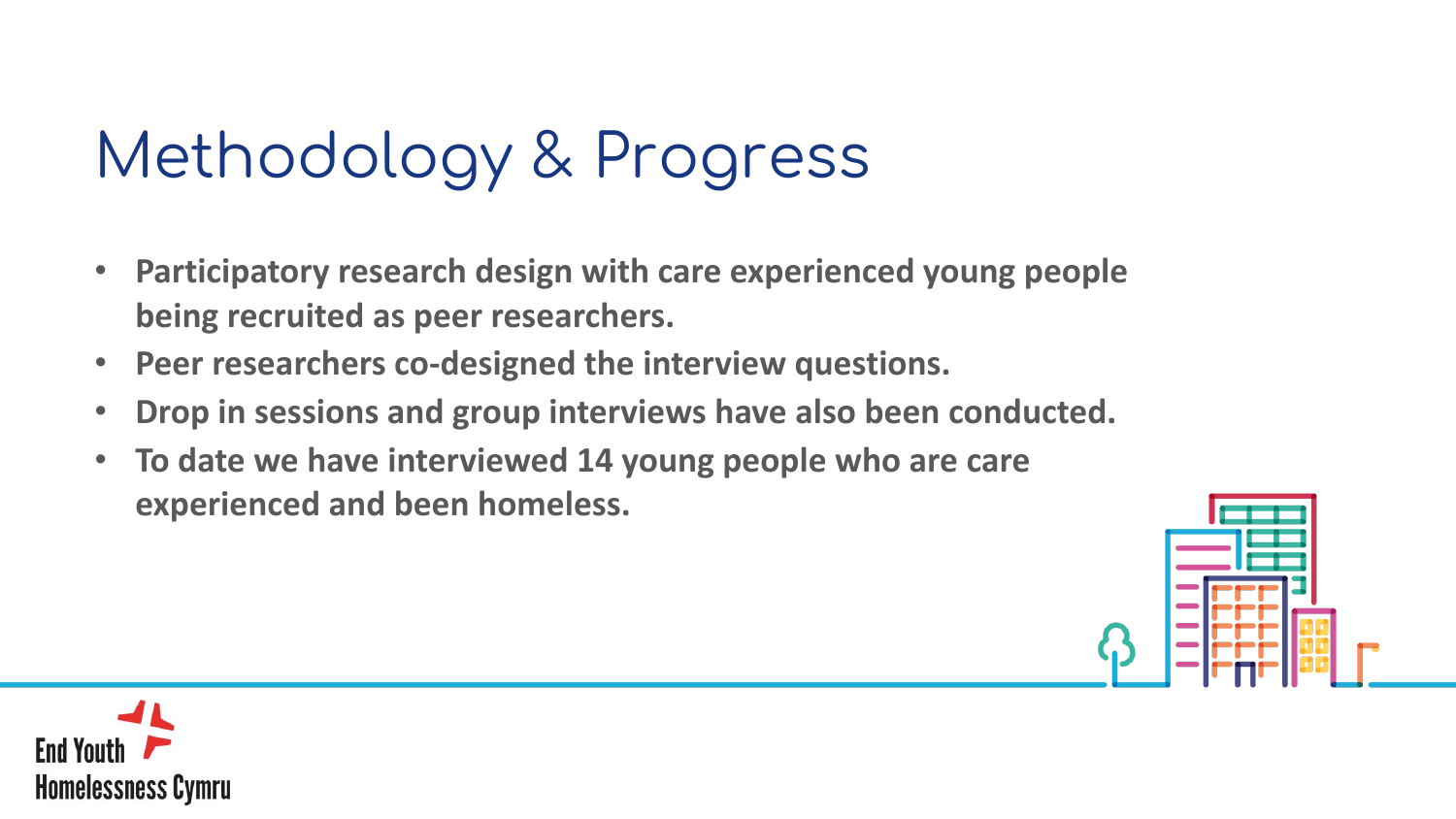# Methodology & Progress

- **Participatory research design with care experienced young people being recruited as peer researchers.**
- **Peer researchers co-designed the interview questions.**
- **Drop in sessions and group interviews have also been conducted.**
- **To date we have interviewed 14 young people who are care experienced and been homeless.**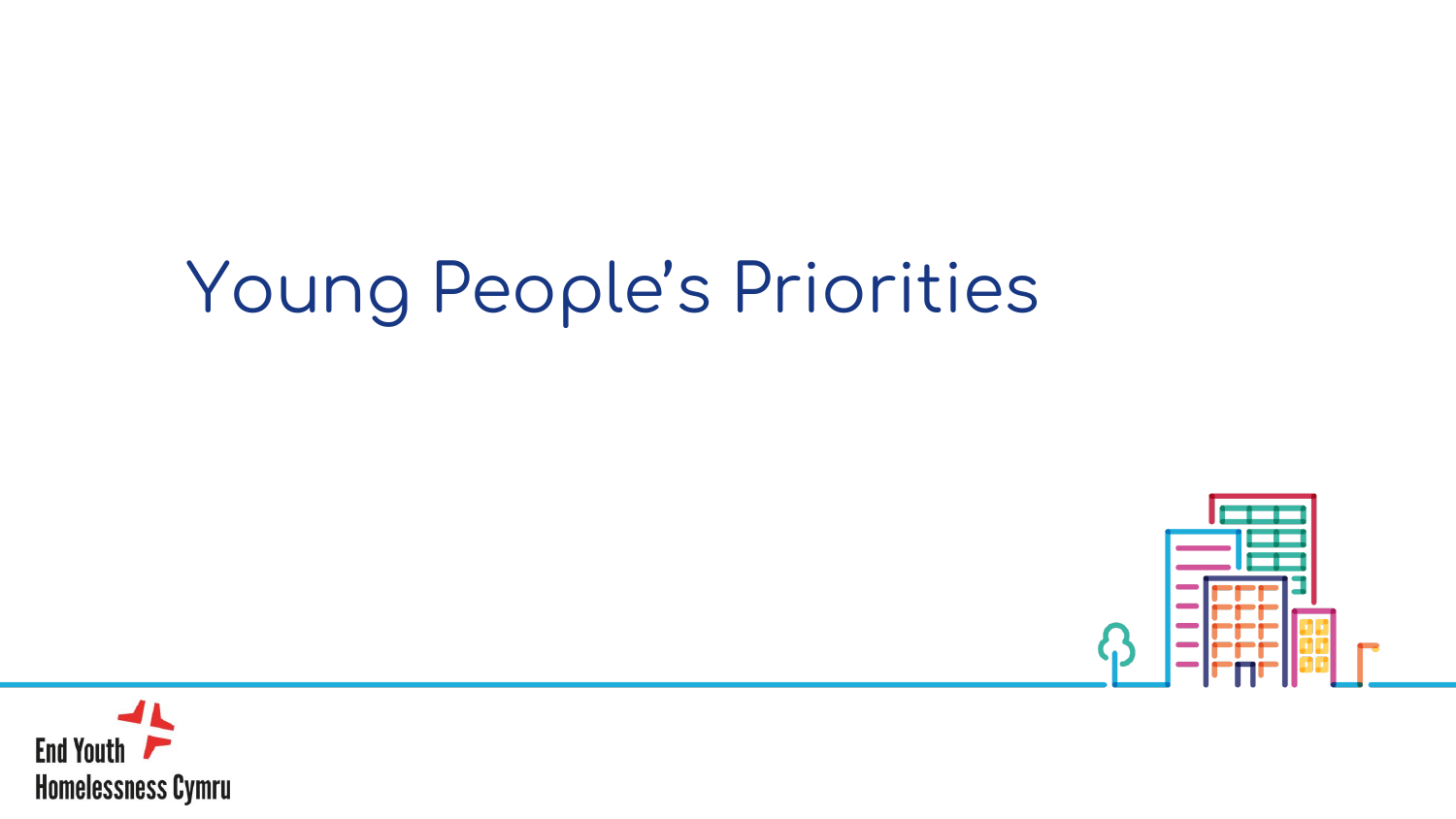# Young People's Priorities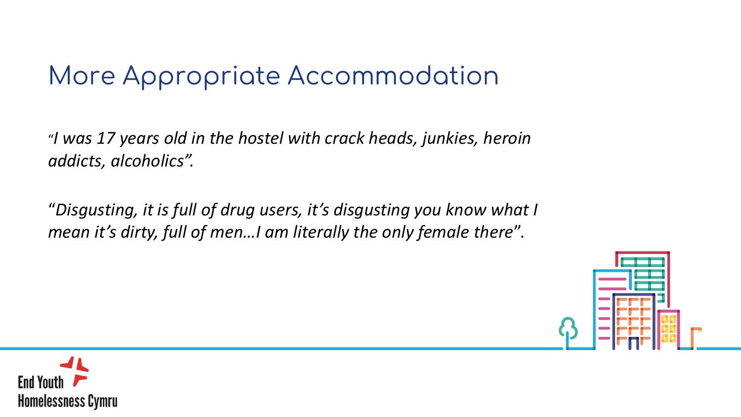# More Appropriate Accommodation

*"I was 17 years old in the hostel with crack heads, junkies, heroin addicts, alcoholics".*

"*Disgusting, it is full of drug users, it's disgusting you know what I mean it's dirty, full of men…I am literally the only female there*".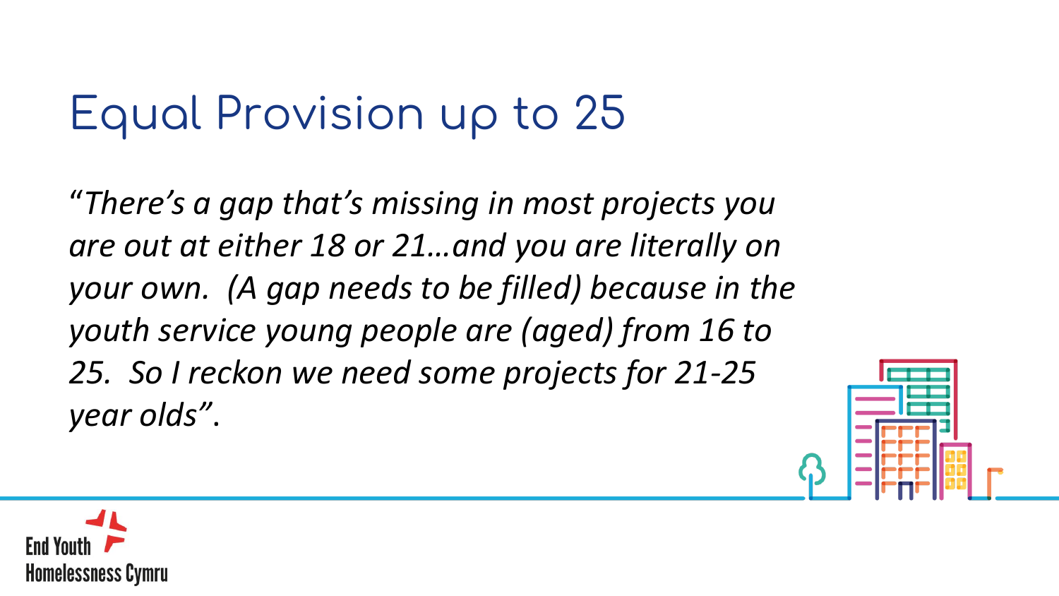# Equal Provision up to 25

*"There's a gap that's missing in most projects you are out at either 18 or 21…and you are literally on your own. (A gap needs to be filled) because in the youth service young people are (aged) from 16 to 25. So I reckon we need some projects for 21-25 year olds"*.

End Youth Homelessness Cymru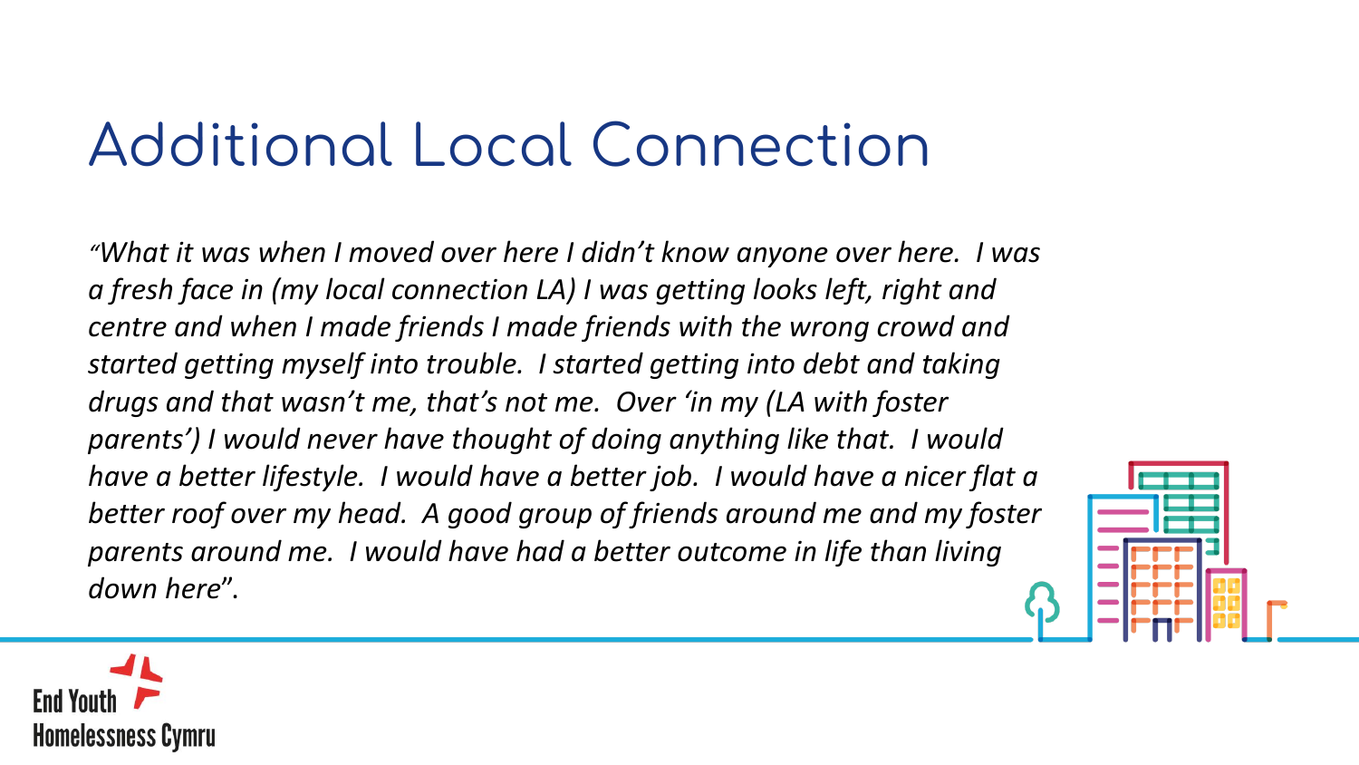# Additional Local Connection

*"What it was when I moved over here I didn't know anyone over here. I was a fresh face in (my local connection LA) I was getting looks left, right and centre and when I made friends I made friends with the wrong crowd and started getting myself into trouble. I started getting into debt and taking drugs and that wasn't me, that's not me. Over 'in my (LA with foster parents') I would never have thought of doing anything like that. I would have a better lifestyle. I would have a better job. I would have a nicer flat a better roof over my head. A good group of friends around me and my foster parents around me. I would have had a better outcome in life than living down here".*

End Youth Homelessness Cymru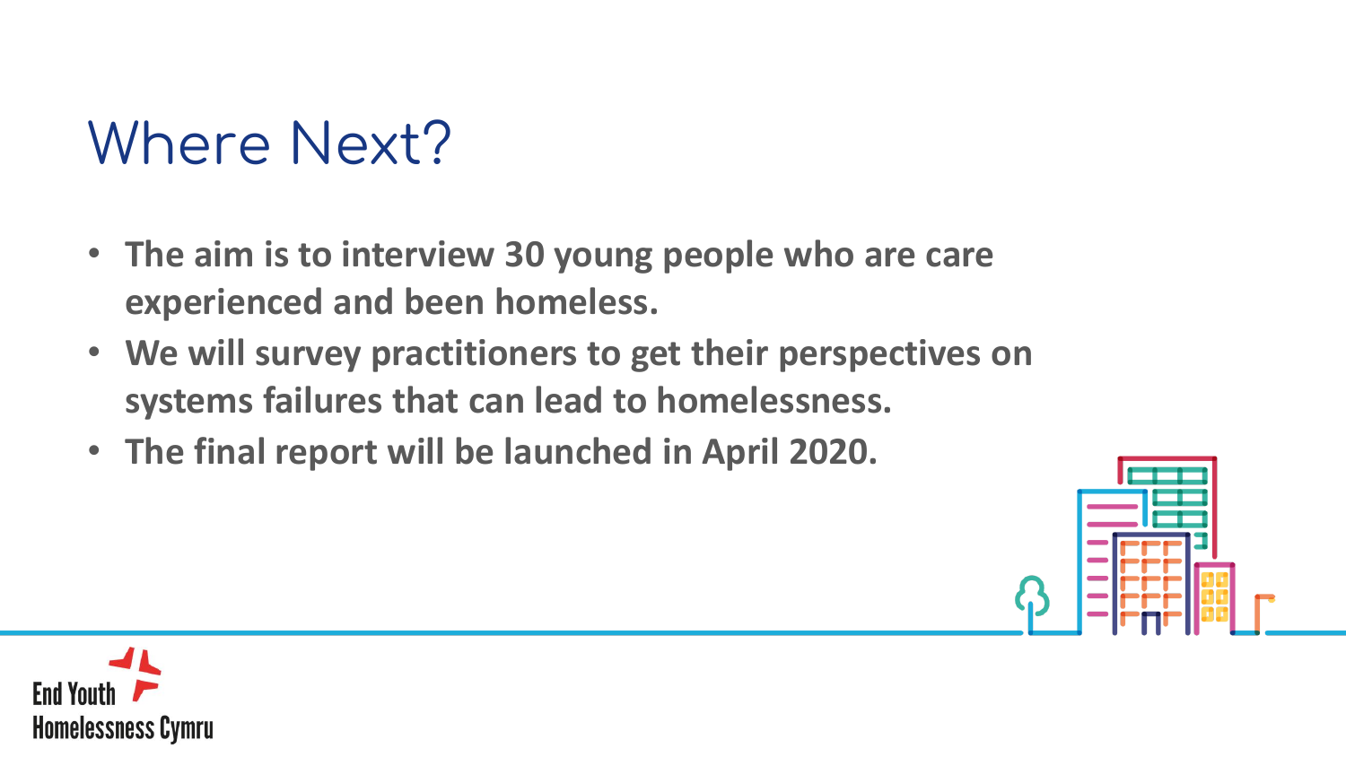# Where Next?

- **The aim is to interview 30 young people who are care experienced and been homeless.**
- **We will survey practitioners to get their perspectives on systems failures that can lead to homelessness.**
- **The final report will be launched in April 2020.**

End Youth Homelessness Cymru